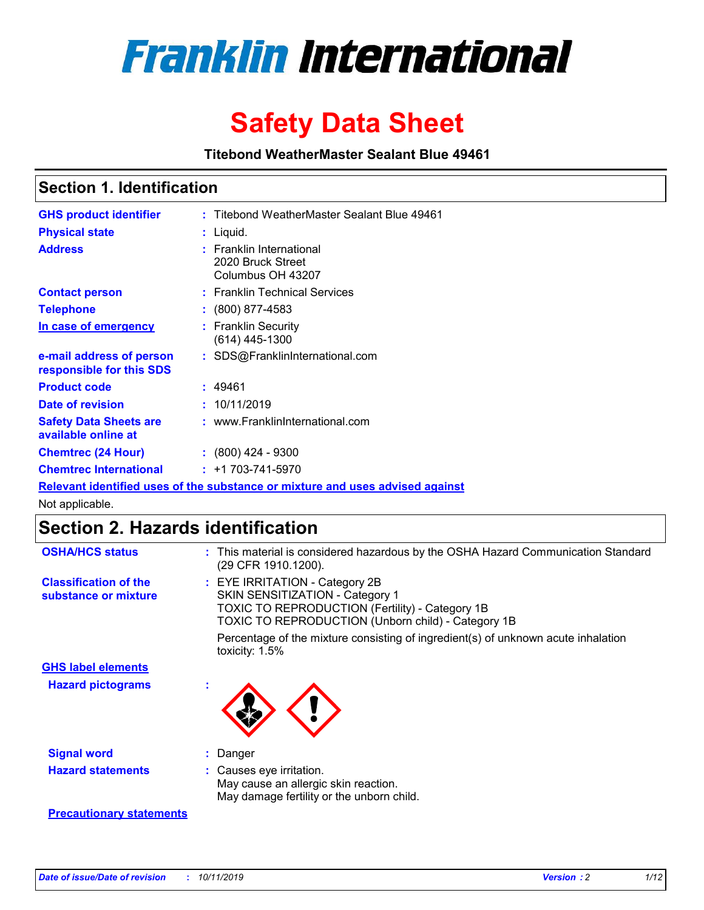# Franklin International

# Safety Data Sheet

**Titebond WeatherMaster Sealant Blue 49461**

## Section 1. Identification

| | | |
|---|---|---|
| **GHS product identifier** | : | Titebond WeatherMaster Sealant Blue 49461 |
| **Physical state** | : | Liquid. |
| **Address** | : | Franklin International<br>2020 Bruck Street<br>Columbus OH 43207 |
| **Contact person** | : | Franklin Technical Services |
| **Telephone** | : | (800) 877-4583 |
| **In case of emergency** | : | Franklin Security<br>(614) 445-1300 |
| **e-mail address of person responsible for this SDS** | : | SDS@FranklinInternational.com |
| **Product code** | : | 49461 |
| **Date of revision** | : | 10/11/2019 |
| **Safety Data Sheets are available online at** | : | www.FranklinInternational.com |
| **Chemtrec (24 Hour)** | : | (800) 424 - 9300 |
| **Chemtrec International** | : | +1 703-741-5970 |

**Relevant identified uses of the substance or mixture and uses advised against**

Not applicable.

## Section 2. Hazards identification

| | | |
|---|---|---|
| **OSHA/HCS status** | : | This material is considered hazardous by the OSHA Hazard Communication Standard (29 CFR 1910.1200). |
| **Classification of the substance or mixture** | : | EYE IRRITATION - Category 2B<br>SKIN SENSITIZATION - Category 1<br>TOXIC TO REPRODUCTION (Fertility) - Category 1B<br>TOXIC TO REPRODUCTION (Unborn child) - Category 1B<br><br>Percentage of the mixture consisting of ingredient(s) of unknown acute inhalation toxicity: 1.5% |

**GHS label elements**

| | | |
|---|---|---|
| **Hazard pictograms** | : | |
| **Signal word** | : | Danger |
| **Hazard statements** | : | Causes eye irritation.<br>May cause an allergic skin reaction.<br>May damage fertility or the unborn child. |

**Precautionary statements**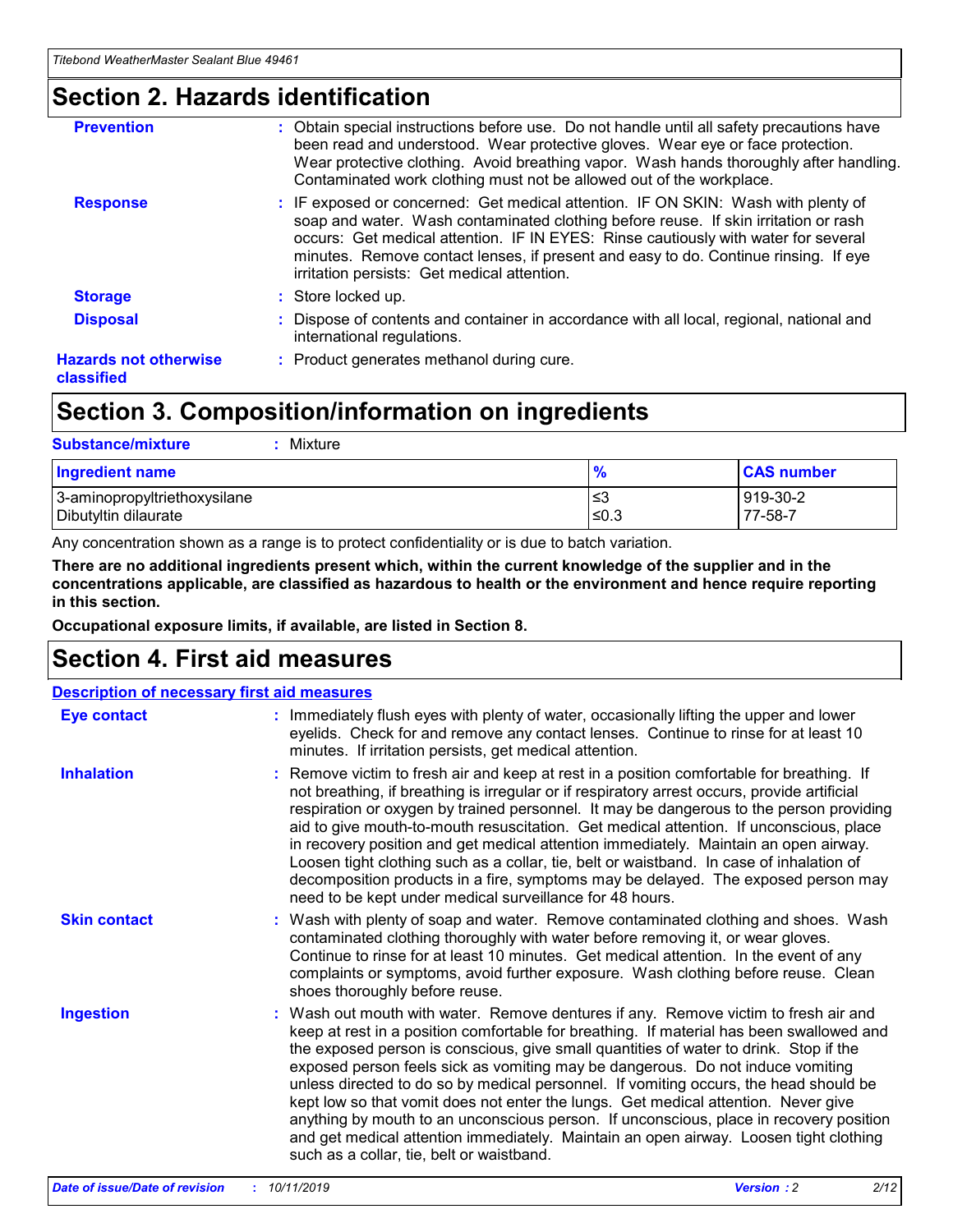## Section 2. Hazards identification

**Prevention** : Obtain special instructions before use. Do not handle until all safety precautions have been read and understood. Wear protective gloves. Wear eye or face protection. Wear protective clothing. Avoid breathing vapor. Wash hands thoroughly after handling. Contaminated work clothing must not be allowed out of the workplace.

**Response** : IF exposed or concerned: Get medical attention. IF ON SKIN: Wash with plenty of soap and water. Wash contaminated clothing before reuse. If skin irritation or rash occurs: Get medical attention. IF IN EYES: Rinse cautiously with water for several minutes. Remove contact lenses, if present and easy to do. Continue rinsing. If eye irritation persists: Get medical attention.

**Storage** : Store locked up.

**Disposal** : Dispose of contents and container in accordance with all local, regional, national and international regulations.

**Hazards not otherwise classified** : Product generates methanol during cure.

## Section 3. Composition/information on ingredients

**Substance/mixture** : Mixture

| Ingredient name | % | CAS number |
|---|---|---|
| 3-aminopropyltriethoxysilane | ≤3 | 919-30-2 |
| Dibutyltin dilaurate | ≤0.3 | 77-58-7 |

Any concentration shown as a range is to protect confidentiality or is due to batch variation.

**There are no additional ingredients present which, within the current knowledge of the supplier and in the concentrations applicable, are classified as hazardous to health or the environment and hence require reporting in this section.**

**Occupational exposure limits, if available, are listed in Section 8.**

## Section 4. First aid measures

**Description of necessary first aid measures**

**Eye contact** : Immediately flush eyes with plenty of water, occasionally lifting the upper and lower eyelids. Check for and remove any contact lenses. Continue to rinse for at least 10 minutes. If irritation persists, get medical attention.

**Inhalation** : Remove victim to fresh air and keep at rest in a position comfortable for breathing. If not breathing, if breathing is irregular or if respiratory arrest occurs, provide artificial respiration or oxygen by trained personnel. It may be dangerous to the person providing aid to give mouth-to-mouth resuscitation. Get medical attention. If unconscious, place in recovery position and get medical attention immediately. Maintain an open airway. Loosen tight clothing such as a collar, tie, belt or waistband. In case of inhalation of decomposition products in a fire, symptoms may be delayed. The exposed person may need to be kept under medical surveillance for 48 hours.

**Skin contact** : Wash with plenty of soap and water. Remove contaminated clothing and shoes. Wash contaminated clothing thoroughly with water before removing it, or wear gloves. Continue to rinse for at least 10 minutes. Get medical attention. In the event of any complaints or symptoms, avoid further exposure. Wash clothing before reuse. Clean shoes thoroughly before reuse.

**Ingestion** : Wash out mouth with water. Remove dentures if any. Remove victim to fresh air and keep at rest in a position comfortable for breathing. If material has been swallowed and the exposed person is conscious, give small quantities of water to drink. Stop if the exposed person feels sick as vomiting may be dangerous. Do not induce vomiting unless directed to do so by medical personnel. If vomiting occurs, the head should be kept low so that vomit does not enter the lungs. Get medical attention. Never give anything by mouth to an unconscious person. If unconscious, place in recovery position and get medical attention immediately. Maintain an open airway. Loosen tight clothing such as a collar, tie, belt or waistband.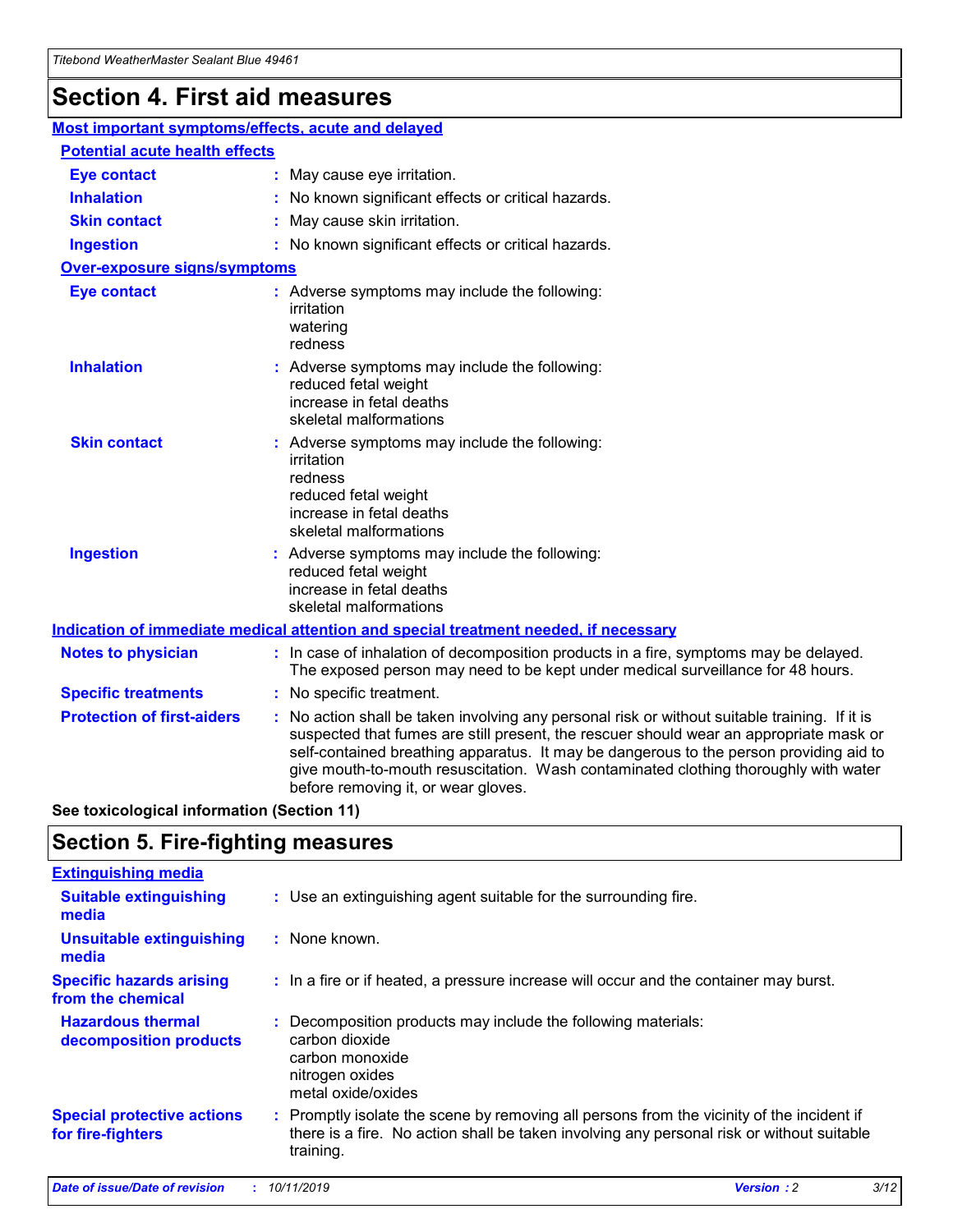# Section 4. First aid measures

## Most important symptoms/effects, acute and delayed

### Potential acute health effects

**Eye contact** : May cause eye irritation.

**Inhalation** : No known significant effects or critical hazards.

**Skin contact** : May cause skin irritation.

**Ingestion** : No known significant effects or critical hazards.

### Over-exposure signs/symptoms

**Eye contact** : Adverse symptoms may include the following:
irritation
watering
redness

**Inhalation** : Adverse symptoms may include the following:
reduced fetal weight
increase in fetal deaths
skeletal malformations

**Skin contact** : Adverse symptoms may include the following:
irritation
redness
reduced fetal weight
increase in fetal deaths
skeletal malformations

**Ingestion** : Adverse symptoms may include the following:
reduced fetal weight
increase in fetal deaths
skeletal malformations

## Indication of immediate medical attention and special treatment needed, if necessary

**Notes to physician** : In case of inhalation of decomposition products in a fire, symptoms may be delayed. The exposed person may need to be kept under medical surveillance for 48 hours.

**Specific treatments** : No specific treatment.

**Protection of first-aiders** : No action shall be taken involving any personal risk or without suitable training. If it is suspected that fumes are still present, the rescuer should wear an appropriate mask or self-contained breathing apparatus. It may be dangerous to the person providing aid to give mouth-to-mouth resuscitation. Wash contaminated clothing thoroughly with water before removing it, or wear gloves.

**See toxicological information (Section 11)**

# Section 5. Fire-fighting measures

## Extinguishing media

**Suitable extinguishing media** : Use an extinguishing agent suitable for the surrounding fire.

**Unsuitable extinguishing media** : None known.

**Specific hazards arising from the chemical** : In a fire or if heated, a pressure increase will occur and the container may burst.

**Hazardous thermal decomposition products** : Decomposition products may include the following materials:
carbon dioxide
carbon monoxide
nitrogen oxides
metal oxide/oxides

**Special protective actions for fire-fighters** : Promptly isolate the scene by removing all persons from the vicinity of the incident if there is a fire. No action shall be taken involving any personal risk or without suitable training.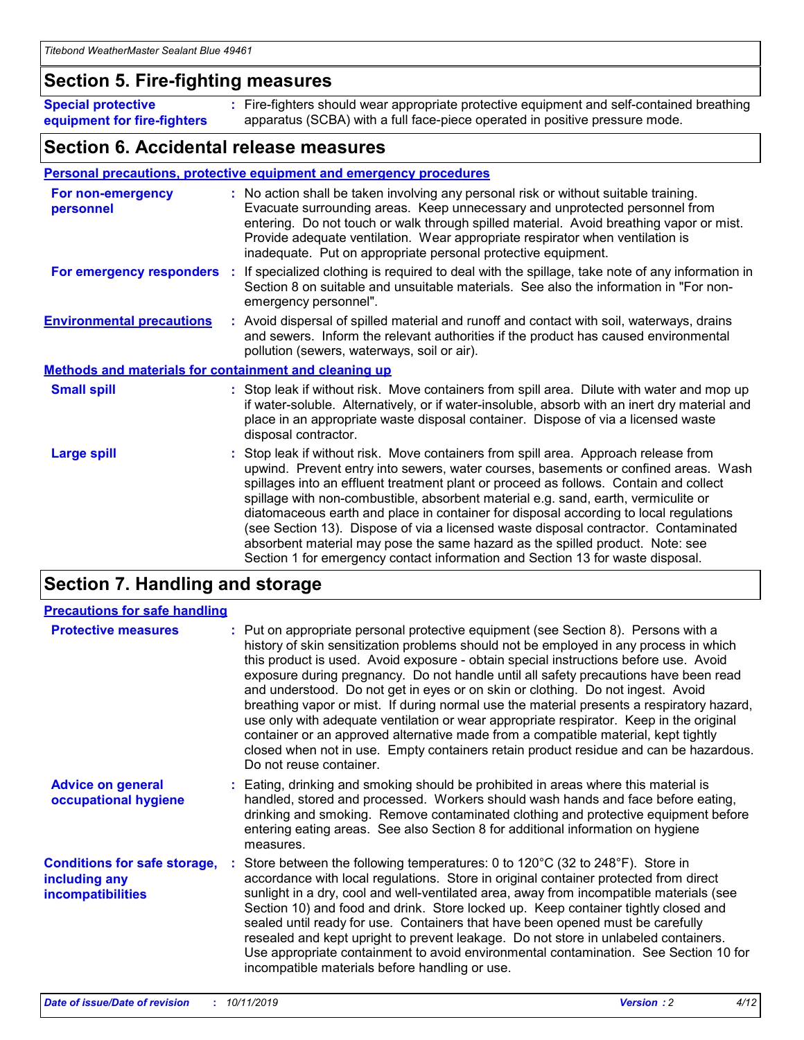## Section 5. Fire-fighting measures

**Special protective equipment for fire-fighters** : Fire-fighters should wear appropriate protective equipment and self-contained breathing apparatus (SCBA) with a full face-piece operated in positive pressure mode.

## Section 6. Accidental release measures

**Personal precautions, protective equipment and emergency procedures**

**For non-emergency personnel** : No action shall be taken involving any personal risk or without suitable training. Evacuate surrounding areas. Keep unnecessary and unprotected personnel from entering. Do not touch or walk through spilled material. Avoid breathing vapor or mist. Provide adequate ventilation. Wear appropriate respirator when ventilation is inadequate. Put on appropriate personal protective equipment.

**For emergency responders** : If specialized clothing is required to deal with the spillage, take note of any information in Section 8 on suitable and unsuitable materials. See also the information in "For non-emergency personnel".

**Environmental precautions** : Avoid dispersal of spilled material and runoff and contact with soil, waterways, drains and sewers. Inform the relevant authorities if the product has caused environmental pollution (sewers, waterways, soil or air).

**Methods and materials for containment and cleaning up**

**Small spill** : Stop leak if without risk. Move containers from spill area. Dilute with water and mop up if water-soluble. Alternatively, or if water-insoluble, absorb with an inert dry material and place in an appropriate waste disposal container. Dispose of via a licensed waste disposal contractor.

**Large spill** : Stop leak if without risk. Move containers from spill area. Approach release from upwind. Prevent entry into sewers, water courses, basements or confined areas. Wash spillages into an effluent treatment plant or proceed as follows. Contain and collect spillage with non-combustible, absorbent material e.g. sand, earth, vermiculite or diatomaceous earth and place in container for disposal according to local regulations (see Section 13). Dispose of via a licensed waste disposal contractor. Contaminated absorbent material may pose the same hazard as the spilled product. Note: see Section 1 for emergency contact information and Section 13 for waste disposal.

## Section 7. Handling and storage

**Precautions for safe handling**

**Protective measures** : Put on appropriate personal protective equipment (see Section 8). Persons with a history of skin sensitization problems should not be employed in any process in which this product is used. Avoid exposure - obtain special instructions before use. Avoid exposure during pregnancy. Do not handle until all safety precautions have been read and understood. Do not get in eyes or on skin or clothing. Do not ingest. Avoid breathing vapor or mist. If during normal use the material presents a respiratory hazard, use only with adequate ventilation or wear appropriate respirator. Keep in the original container or an approved alternative made from a compatible material, kept tightly closed when not in use. Empty containers retain product residue and can be hazardous. Do not reuse container.

**Advice on general occupational hygiene** : Eating, drinking and smoking should be prohibited in areas where this material is handled, stored and processed. Workers should wash hands and face before eating, drinking and smoking. Remove contaminated clothing and protective equipment before entering eating areas. See also Section 8 for additional information on hygiene measures.

**Conditions for safe storage, including any incompatibilities** : Store between the following temperatures: 0 to 120°C (32 to 248°F). Store in accordance with local regulations. Store in original container protected from direct sunlight in a dry, cool and well-ventilated area, away from incompatible materials (see Section 10) and food and drink. Store locked up. Keep container tightly closed and sealed until ready for use. Containers that have been opened must be carefully resealed and kept upright to prevent leakage. Do not store in unlabeled containers. Use appropriate containment to avoid environmental contamination. See Section 10 for incompatible materials before handling or use.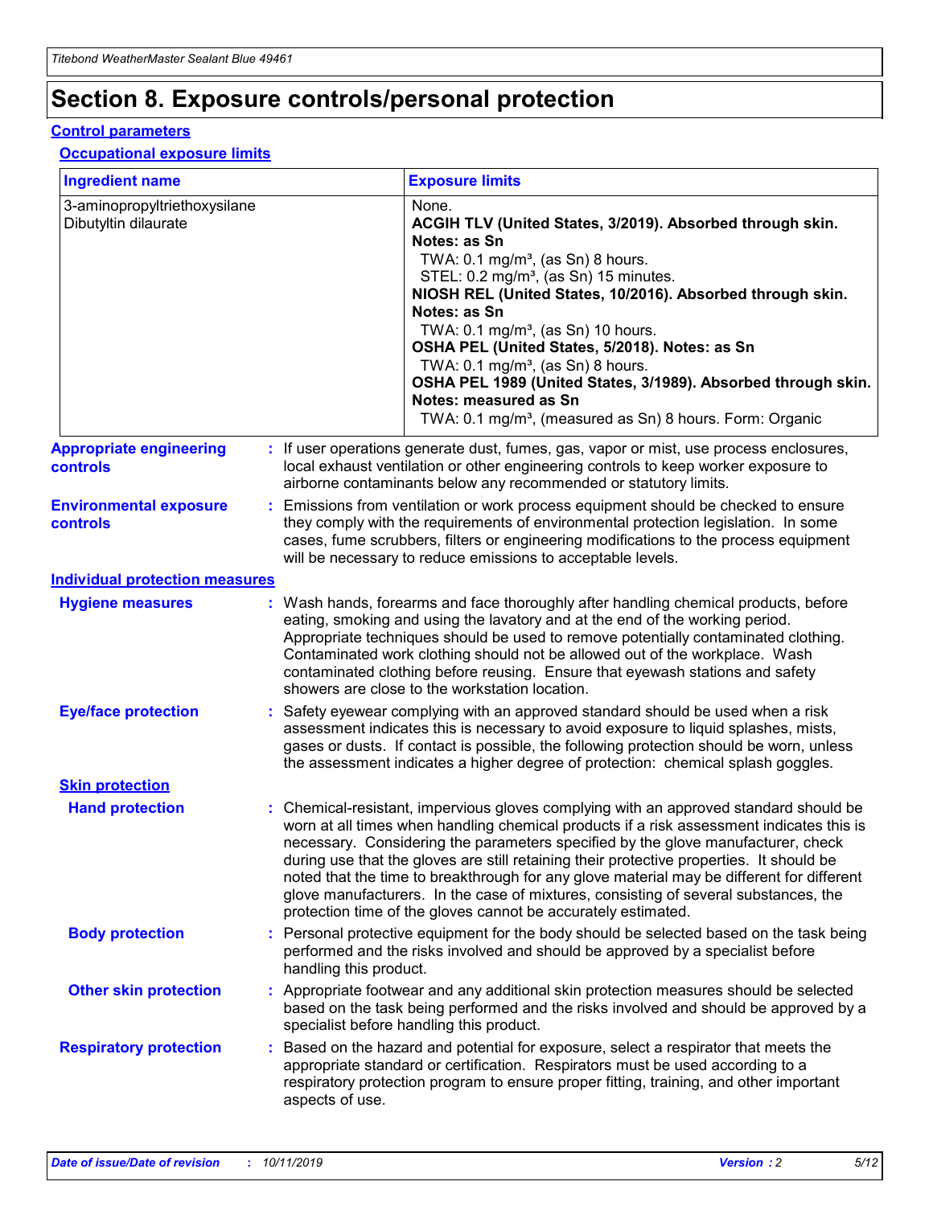# Section 8. Exposure controls/personal protection

## Control parameters

### Occupational exposure limits

| Ingredient name | Exposure limits |
| --- | --- |
| 3-aminopropyltriethoxysilane<br>Dibutyltin dilaurate | None.<br>**ACGIH TLV (United States, 3/2019). Absorbed through skin. Notes: as Sn**<br>TWA: 0.1 mg/m³, (as Sn) 8 hours.<br>STEL: 0.2 mg/m³, (as Sn) 15 minutes.<br>**NIOSH REL (United States, 10/2016). Absorbed through skin. Notes: as Sn**<br>TWA: 0.1 mg/m³, (as Sn) 10 hours.<br>**OSHA PEL (United States, 5/2018). Notes: as Sn**<br>TWA: 0.1 mg/m³, (as Sn) 8 hours.<br>**OSHA PEL 1989 (United States, 3/1989). Absorbed through skin. Notes: measured as Sn**<br>TWA: 0.1 mg/m³, (measured as Sn) 8 hours. Form: Organic |

**Appropriate engineering controls** : If user operations generate dust, fumes, gas, vapor or mist, use process enclosures, local exhaust ventilation or other engineering controls to keep worker exposure to airborne contaminants below any recommended or statutory limits.

**Environmental exposure controls** : Emissions from ventilation or work process equipment should be checked to ensure they comply with the requirements of environmental protection legislation. In some cases, fume scrubbers, filters or engineering modifications to the process equipment will be necessary to reduce emissions to acceptable levels.

## Individual protection measures

**Hygiene measures** : Wash hands, forearms and face thoroughly after handling chemical products, before eating, smoking and using the lavatory and at the end of the working period. Appropriate techniques should be used to remove potentially contaminated clothing. Contaminated work clothing should not be allowed out of the workplace. Wash contaminated clothing before reusing. Ensure that eyewash stations and safety showers are close to the workstation location.

**Eye/face protection** : Safety eyewear complying with an approved standard should be used when a risk assessment indicates this is necessary to avoid exposure to liquid splashes, mists, gases or dusts. If contact is possible, the following protection should be worn, unless the assessment indicates a higher degree of protection: chemical splash goggles.

### Skin protection

**Hand protection** : Chemical-resistant, impervious gloves complying with an approved standard should be worn at all times when handling chemical products if a risk assessment indicates this is necessary. Considering the parameters specified by the glove manufacturer, check during use that the gloves are still retaining their protective properties. It should be noted that the time to breakthrough for any glove material may be different for different glove manufacturers. In the case of mixtures, consisting of several substances, the protection time of the gloves cannot be accurately estimated.

**Body protection** : Personal protective equipment for the body should be selected based on the task being performed and the risks involved and should be approved by a specialist before handling this product.

**Other skin protection** : Appropriate footwear and any additional skin protection measures should be selected based on the task being performed and the risks involved and should be approved by a specialist before handling this product.

**Respiratory protection** : Based on the hazard and potential for exposure, select a respirator that meets the appropriate standard or certification. Respirators must be used according to a respiratory protection program to ensure proper fitting, training, and other important aspects of use.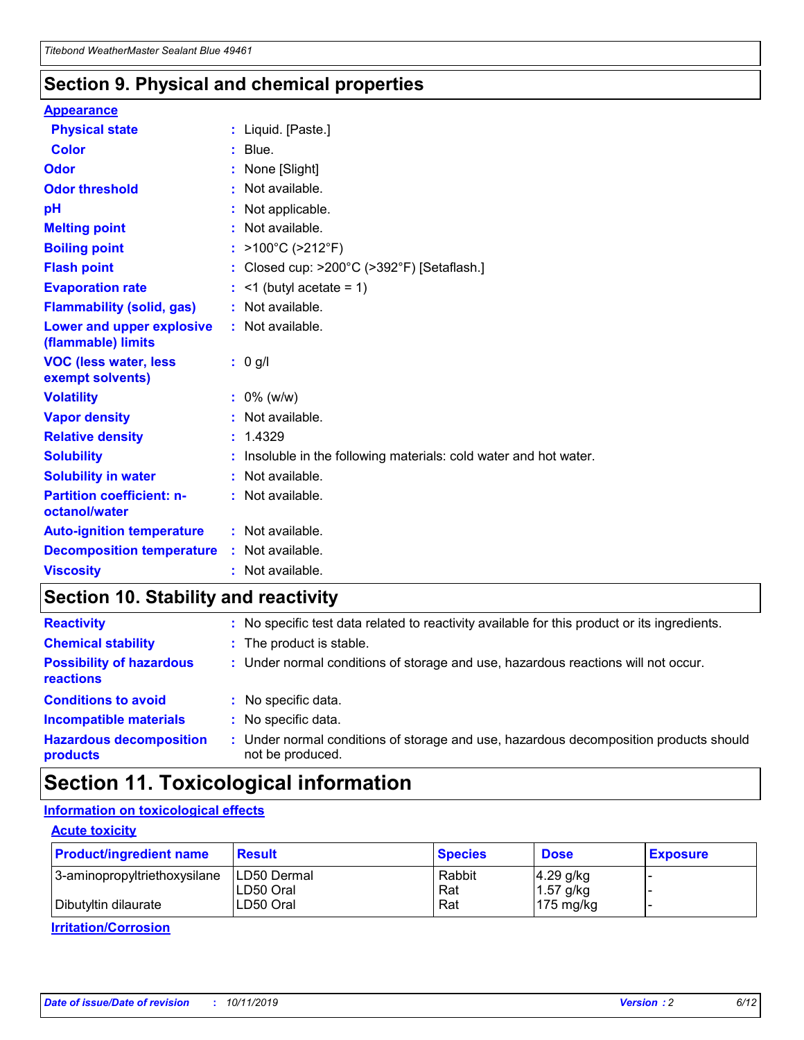## Section 9. Physical and chemical properties

### Appearance

| | | |
|---|---|---|
| **Physical state** | : | Liquid. [Paste.] |
| **Color** | : | Blue. |
| **Odor** | : | None [Slight] |
| **Odor threshold** | : | Not available. |
| **pH** | : | Not applicable. |
| **Melting point** | : | Not available. |
| **Boiling point** | : | >100°C (>212°F) |
| **Flash point** | : | Closed cup: >200°C (>392°F) [Setaflash.] |
| **Evaporation rate** | : | <1 (butyl acetate = 1) |
| **Flammability (solid, gas)** | : | Not available. |
| **Lower and upper explosive (flammable) limits** | : | Not available. |
| **VOC (less water, less exempt solvents)** | : | 0 g/l |
| **Volatility** | : | 0% (w/w) |
| **Vapor density** | : | Not available. |
| **Relative density** | : | 1.4329 |
| **Solubility** | : | Insoluble in the following materials: cold water and hot water. |
| **Solubility in water** | : | Not available. |
| **Partition coefficient: n-octanol/water** | : | Not available. |
| **Auto-ignition temperature** | : | Not available. |
| **Decomposition temperature** | : | Not available. |
| **Viscosity** | : | Not available. |

## Section 10. Stability and reactivity

| | | |
|---|---|---|
| **Reactivity** | : | No specific test data related to reactivity available for this product or its ingredients. |
| **Chemical stability** | : | The product is stable. |
| **Possibility of hazardous reactions** | : | Under normal conditions of storage and use, hazardous reactions will not occur. |
| **Conditions to avoid** | : | No specific data. |
| **Incompatible materials** | : | No specific data. |
| **Hazardous decomposition products** | : | Under normal conditions of storage and use, hazardous decomposition products should not be produced. |

## Section 11. Toxicological information

### Information on toxicological effects

#### Acute toxicity

| Product/ingredient name | Result | Species | Dose | Exposure |
|---|---|---|---|---|
| 3-aminopropyltriethoxysilane | LD50 Dermal | Rabbit | 4.29 g/kg | - |
| | LD50 Oral | Rat | 1.57 g/kg | - |
| Dibutyltin dilaurate | LD50 Oral | Rat | 175 mg/kg | - |

#### Irritation/Corrosion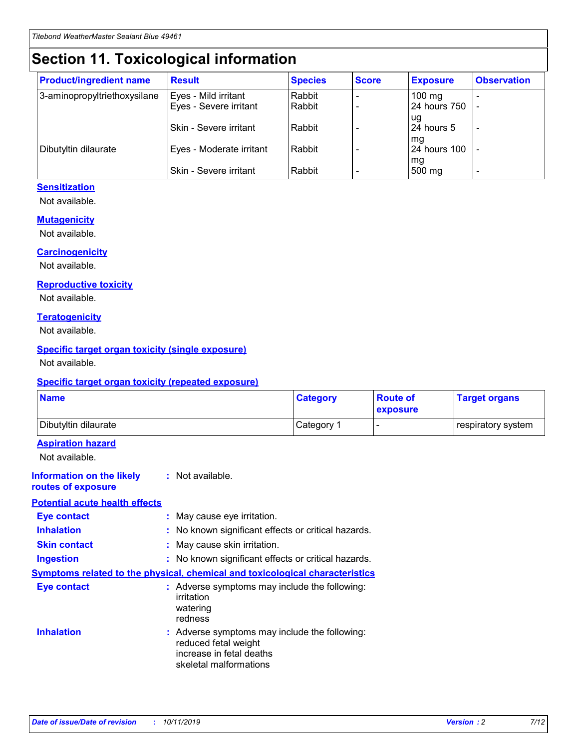# Section 11. Toxicological information

| Product/ingredient name | Result | Species | Score | Exposure | Observation |
|---|---|---|---|---|---|
| 3-aminopropyltriethoxysilane | Eyes - Mild irritant | Rabbit | - | 100 mg | - |
| | Eyes - Severe irritant | Rabbit | - | 24 hours 750 ug | - |
| | Skin - Severe irritant | Rabbit | - | 24 hours 5 mg | - |
| Dibutyltin dilaurate | Eyes - Moderate irritant | Rabbit | - | 24 hours 100 mg | - |
| | Skin - Severe irritant | Rabbit | - | 500 mg | - |

### Sensitization

Not available.

### Mutagenicity

Not available.

### Carcinogenicity

Not available.

### Reproductive toxicity

Not available.

### Teratogenicity

Not available.

### Specific target organ toxicity (single exposure)

Not available.

### Specific target organ toxicity (repeated exposure)

| Name | Category | Route of exposure | Target organs |
|---|---|---|---|
| Dibutyltin dilaurate | Category 1 | - | respiratory system |

### Aspiration hazard

Not available.

**Information on the likely routes of exposure** : Not available.

### Potential acute health effects

**Eye contact** : May cause eye irritation.

**Inhalation** : No known significant effects or critical hazards.

**Skin contact** : May cause skin irritation.

**Ingestion** : No known significant effects or critical hazards.

### Symptoms related to the physical, chemical and toxicological characteristics

**Eye contact** : Adverse symptoms may include the following:
irritation
watering
redness

**Inhalation** : Adverse symptoms may include the following:
reduced fetal weight
increase in fetal deaths
skeletal malformations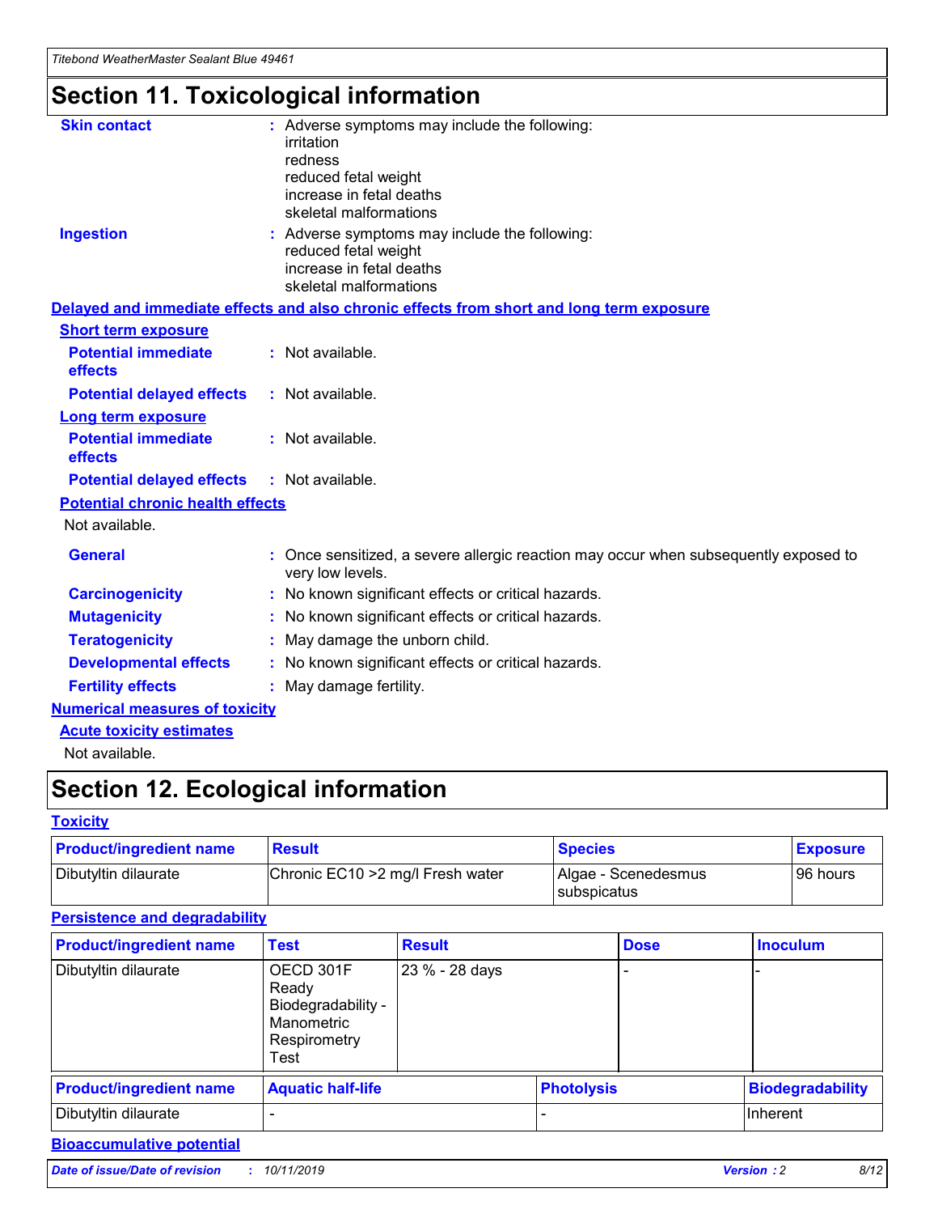# Section 11. Toxicological information

**Skin contact** : Adverse symptoms may include the following:
irritation
redness
reduced fetal weight
increase in fetal deaths
skeletal malformations

**Ingestion** : Adverse symptoms may include the following:
reduced fetal weight
increase in fetal deaths
skeletal malformations

**Delayed and immediate effects and also chronic effects from short and long term exposure**

**Short term exposure**

**Potential immediate effects** : Not available.

**Potential delayed effects** : Not available.

**Long term exposure**

**Potential immediate effects** : Not available.

**Potential delayed effects** : Not available.

**Potential chronic health effects**

Not available.

**General** : Once sensitized, a severe allergic reaction may occur when subsequently exposed to very low levels.

**Carcinogenicity** : No known significant effects or critical hazards.

**Mutagenicity** : No known significant effects or critical hazards.

**Teratogenicity** : May damage the unborn child.

**Developmental effects** : No known significant effects or critical hazards.

**Fertility effects** : May damage fertility.

**Numerical measures of toxicity**

**Acute toxicity estimates**

Not available.

# Section 12. Ecological information

**Toxicity**

| Product/ingredient name | Result | Species | Exposure |
|---|---|---|---|
| Dibutyltin dilaurate | Chronic EC10 >2 mg/l Fresh water | Algae - Scenedesmus subspicatus | 96 hours |

**Persistence and degradability**

| Product/ingredient name | Test | Result | Dose | Inoculum |
|---|---|---|---|---|
| Dibutyltin dilaurate | OECD 301F Ready Biodegradability - Manometric Respirometry Test | 23 % - 28 days | - | - |

| Product/ingredient name | Aquatic half-life | Photolysis | Biodegradability |
|---|---|---|---|
| Dibutyltin dilaurate | - | - | Inherent |

**Bioaccumulative potential**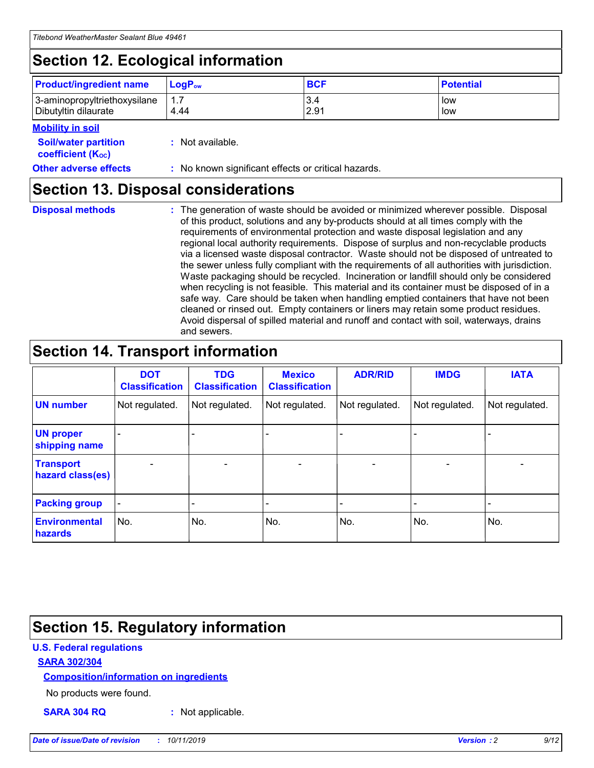## Section 12. Ecological information

| Product/ingredient name | $LogP_{ow}$ | BCF | Potential |
|---|---|---|---|
| 3-aminopropyltriethoxysilane | 1.7 | 3.4 | low |
| Dibutyltin dilaurate | 4.44 | 2.91 | low |

**Mobility in soil**

**Soil/water partition coefficient ($K_{OC}$)** : Not available.

**Other adverse effects** : No known significant effects or critical hazards.

## Section 13. Disposal considerations

**Disposal methods** : The generation of waste should be avoided or minimized wherever possible. Disposal of this product, solutions and any by-products should at all times comply with the requirements of environmental protection and waste disposal legislation and any regional local authority requirements. Dispose of surplus and non-recyclable products via a licensed waste disposal contractor. Waste should not be disposed of untreated to the sewer unless fully compliant with the requirements of all authorities with jurisdiction. Waste packaging should be recycled. Incineration or landfill should only be considered when recycling is not feasible. This material and its container must be disposed of in a safe way. Care should be taken when handling emptied containers that have not been cleaned or rinsed out. Empty containers or liners may retain some product residues. Avoid dispersal of spilled material and runoff and contact with soil, waterways, drains and sewers.

## Section 14. Transport information

| | DOT Classification | TDG Classification | Mexico Classification | ADR/RID | IMDG | IATA |
|---|---|---|---|---|---|---|
| UN number | Not regulated. | Not regulated. | Not regulated. | Not regulated. | Not regulated. | Not regulated. |
| UN proper shipping name | - | - | - | - | - | - |
| Transport hazard class(es) | - | - | - | - | - | - |
| Packing group | - | - | - | - | - | - |
| Environmental hazards | No. | No. | No. | No. | No. | No. |

## Section 15. Regulatory information

**U.S. Federal regulations**

**SARA 302/304**

**Composition/information on ingredients**

No products were found.

**SARA 304 RQ** : Not applicable.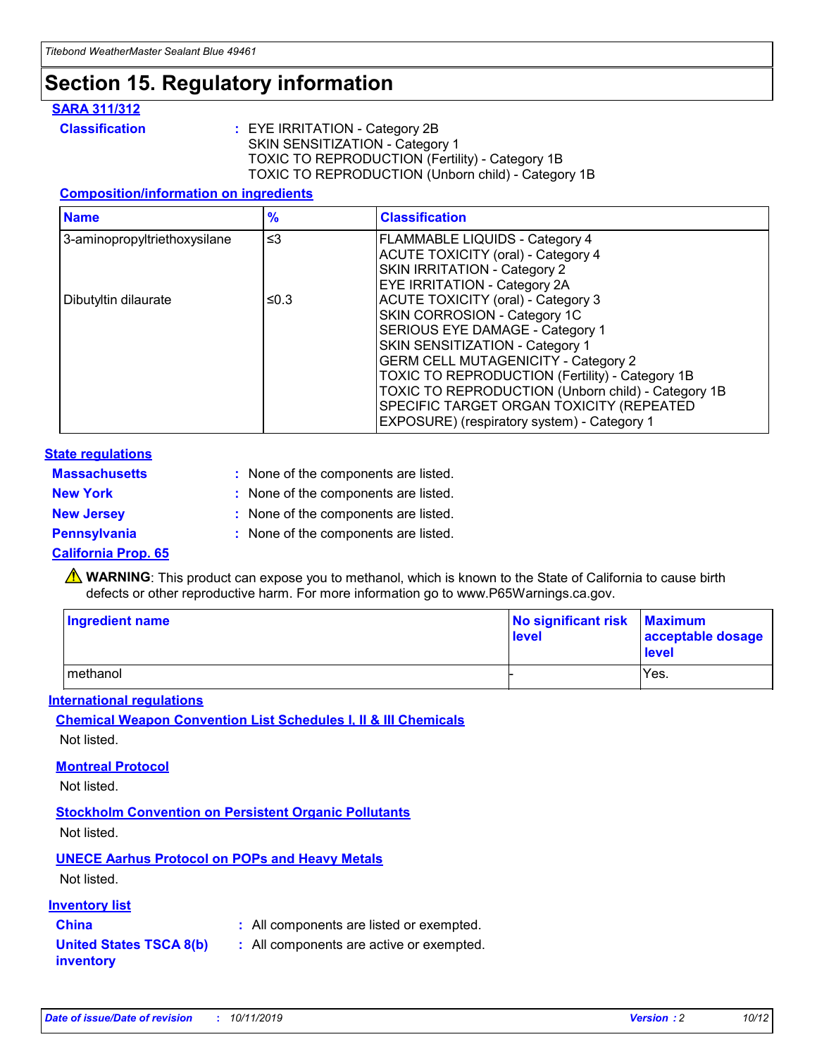# Section 15. Regulatory information

**SARA 311/312**

**Classification** : EYE IRRITATION - Category 2B
SKIN SENSITIZATION - Category 1
TOXIC TO REPRODUCTION (Fertility) - Category 1B
TOXIC TO REPRODUCTION (Unborn child) - Category 1B

**Composition/information on ingredients**

| Name | % | Classification |
|---|---|---|
| 3-aminopropyltriethoxysilane | ≤3 | FLAMMABLE LIQUIDS - Category 4<br>ACUTE TOXICITY (oral) - Category 4<br>SKIN IRRITATION - Category 2<br>EYE IRRITATION - Category 2A |
| Dibutyltin dilaurate | ≤0.3 | ACUTE TOXICITY (oral) - Category 3<br>SKIN CORROSION - Category 1C<br>SERIOUS EYE DAMAGE - Category 1<br>SKIN SENSITIZATION - Category 1<br>GERM CELL MUTAGENICITY - Category 2<br>TOXIC TO REPRODUCTION (Fertility) - Category 1B<br>TOXIC TO REPRODUCTION (Unborn child) - Category 1B<br>SPECIFIC TARGET ORGAN TOXICITY (REPEATED EXPOSURE) (respiratory system) - Category 1 |

**State regulations**

**Massachusetts** : None of the components are listed.

**New York** : None of the components are listed.

**New Jersey** : None of the components are listed.

**Pennsylvania** : None of the components are listed.

**California Prop. 65**

⚠ **WARNING**: This product can expose you to methanol, which is known to the State of California to cause birth defects or other reproductive harm. For more information go to www.P65Warnings.ca.gov.

| Ingredient name | No significant risk level | Maximum acceptable dosage level |
|---|---|---|
| methanol | - | Yes. |

**International regulations**

**Chemical Weapon Convention List Schedules I, II & III Chemicals**

Not listed.

**Montreal Protocol**

Not listed.

**Stockholm Convention on Persistent Organic Pollutants**

Not listed.

**UNECE Aarhus Protocol on POPs and Heavy Metals**

Not listed.

**Inventory list**

**China** : All components are listed or exempted.

**United States TSCA 8(b) inventory** : All components are active or exempted.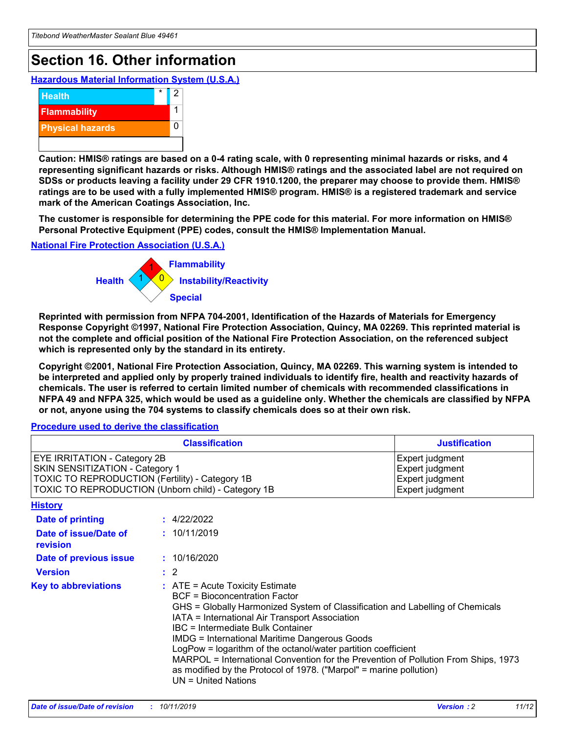# Section 16. Other information

### Hazardous Material Information System (U.S.A.)

| | | |
|---|---|---|
| Health | * | 2 |
| Flammability | | 1 |
| Physical hazards | | 0 |
| | | |

**Caution: HMIS® ratings are based on a 0-4 rating scale, with 0 representing minimal hazards or risks, and 4 representing significant hazards or risks. Although HMIS® ratings and the associated label are not required on SDSs or products leaving a facility under 29 CFR 1910.1200, the preparer may choose to provide them. HMIS® ratings are to be used with a fully implemented HMIS® program. HMIS® is a registered trademark and service mark of the American Coatings Association, Inc.**

**The customer is responsible for determining the PPE code for this material. For more information on HMIS® Personal Protective Equipment (PPE) codes, consult the HMIS® Implementation Manual.**

### National Fire Protection Association (U.S.A.)

Flammability: 1
Health: 1
Instability/Reactivity: 0
Special:

**Reprinted with permission from NFPA 704-2001, Identification of the Hazards of Materials for Emergency Response Copyright ©1997, National Fire Protection Association, Quincy, MA 02269. This reprinted material is not the complete and official position of the National Fire Protection Association, on the referenced subject which is represented only by the standard in its entirety.**

**Copyright ©2001, National Fire Protection Association, Quincy, MA 02269. This warning system is intended to be interpreted and applied only by properly trained individuals to identify fire, health and reactivity hazards of chemicals. The user is referred to certain limited number of chemicals with recommended classifications in NFPA 49 and NFPA 325, which would be used as a guideline only. Whether the chemicals are classified by NFPA or not, anyone using the 704 systems to classify chemicals does so at their own risk.**

### Procedure used to derive the classification

| Classification | Justification |
|---|---|
| EYE IRRITATION - Category 2B | Expert judgment |
| SKIN SENSITIZATION - Category 1 | Expert judgment |
| TOXIC TO REPRODUCTION (Fertility) - Category 1B | Expert judgment |
| TOXIC TO REPRODUCTION (Unborn child) - Category 1B | Expert judgment |

### History

**Date of printing** : 4/22/2022

**Date of issue/Date of revision** : 10/11/2019

**Date of previous issue** : 10/16/2020

**Version** : 2

**Key to abbreviations** :
ATE = Acute Toxicity Estimate
BCF = Bioconcentration Factor
GHS = Globally Harmonized System of Classification and Labelling of Chemicals
IATA = International Air Transport Association
IBC = Intermediate Bulk Container
IMDG = International Maritime Dangerous Goods
LogPow = logarithm of the octanol/water partition coefficient
MARPOL = International Convention for the Prevention of Pollution From Ships, 1973 as modified by the Protocol of 1978. ("Marpol" = marine pollution)
UN = United Nations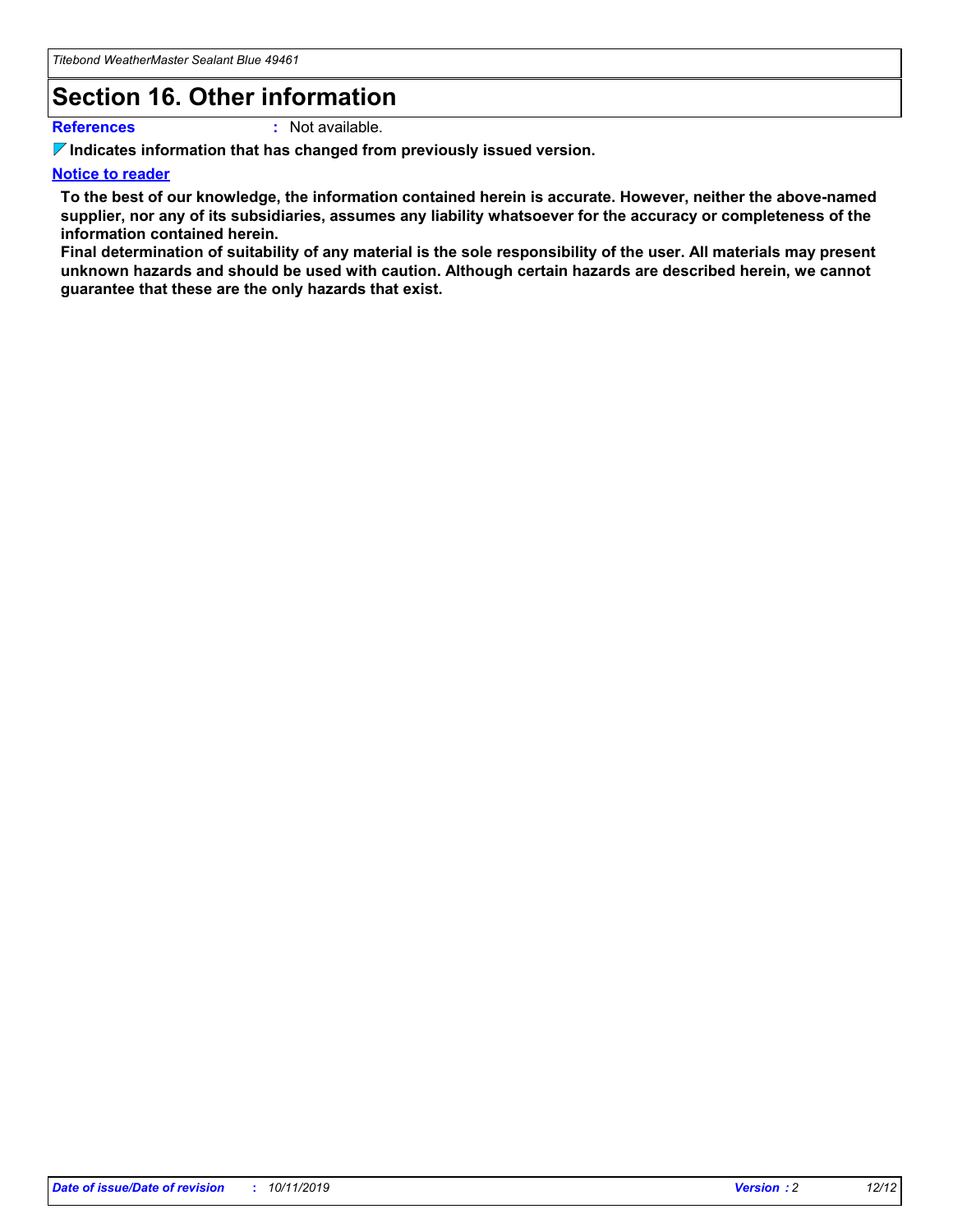## Section 16. Other information

**References** : Not available.

**Indicates information that has changed from previously issued version.**

**Notice to reader**

**To the best of our knowledge, the information contained herein is accurate. However, neither the above-named supplier, nor any of its subsidiaries, assumes any liability whatsoever for the accuracy or completeness of the information contained herein.**

**Final determination of suitability of any material is the sole responsibility of the user. All materials may present unknown hazards and should be used with caution. Although certain hazards are described herein, we cannot guarantee that these are the only hazards that exist.**